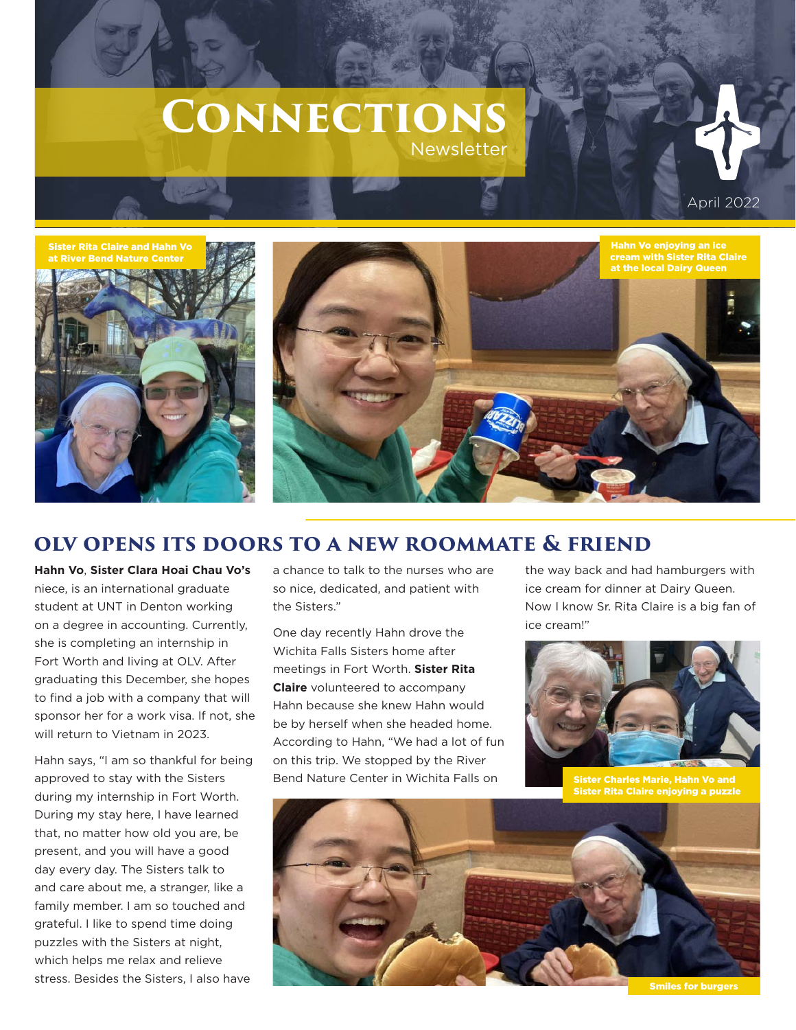# Connections

Newsletter

April 2022

Sister Rita Claire and Hahn Vo at River Bend Nature Center

Hahn Vo enjoying an ice cream with Sister Rita Claire at the local Dairy Queen

## OLV OPENS ITS DOORS TO A NEW ROOMMATE & FRIEND

**Hahn Vo**, **Sister Clara Hoai Chau Vo's** niece, is an international graduate student at UNT in Denton working on a degree in accounting. Currently, she is completing an internship in Fort Worth and living at OLV. After graduating this December, she hopes to find a job with a company that will sponsor her for a work visa. If not, she will return to Vietnam in 2023.

Hahn says, "I am so thankful for being approved to stay with the Sisters during my internship in Fort Worth. During my stay here, I have learned that, no matter how old you are, be present, and you will have a good day every day. The Sisters talk to and care about me, a stranger, like a family member. I am so touched and grateful. I like to spend time doing puzzles with the Sisters at night, which helps me relax and relieve stress. Besides the Sisters, I also have a chance to talk to the nurses who are so nice, dedicated, and patient with the Sisters."

One day recently Hahn drove the Wichita Falls Sisters home after meetings in Fort Worth. **Sister Rita Claire** volunteered to accompany Hahn because she knew Hahn would be by herself when she headed home. According to Hahn, "We had a lot of fun on this trip. We stopped by the River Bend Nature Center in Wichita Falls on the way back and had hamburgers with ice cream for dinner at Dairy Queen. Now I know Sr. Rita Claire is a big fan of ice cream!"

Sister Charles Marie, Hahn Vo and Sister Rita Claire enjoying a puzzle

Smiles for burgers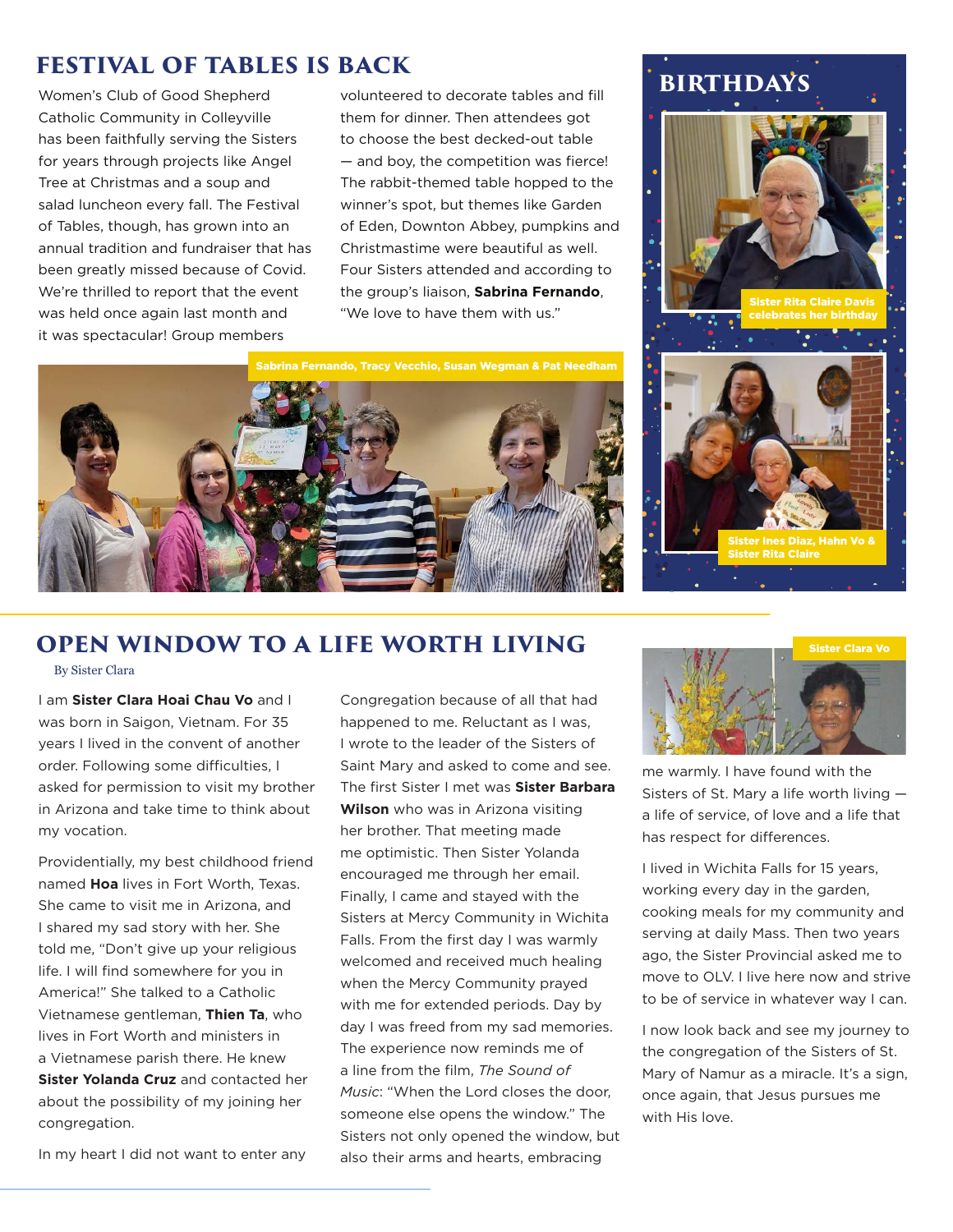## FESTIVAL OF TABLES IS BACK

Women's Club of Good Shepherd Catholic Community in Colleyville has been faithfully serving the Sisters for years through projects like Angel Tree at Christmas and a soup and salad luncheon every fall. The Festival of Tables, though, has grown into an annual tradition and fundraiser that has been greatly missed because of Covid. We're thrilled to report that the event was held once again last month and it was spectacular! Group members volunteered to decorate tables and fill them for dinner. Then attendees got to choose the best decked-out table — and boy, the competition was fierce! The rabbit-themed table hopped to the winner's spot, but themes like Garden of Eden, Downton Abbey, pumpkins and Christmastime were beautiful as well. Four Sisters attended and according to the group's liaison, **Sabrina Fernando**, "We love to have them with us."

Sabrina Fernando, Tracy Vecchio, Susan Wegman & Pat Needham

## BIRTHDAYS

Sister Rita Claire Davis celebrates her birthday

Sister Ines Diaz, Hahn Vo & Sister Rita Claire

## OPEN WINDOW TO A LIFE WORTH LIVING

By Sister Clara

I am **Sister Clara Hoai Chau Vo** and I was born in Saigon, Vietnam. For 35 years I lived in the convent of another order. Following some difficulties, I asked for permission to visit my brother in Arizona and take time to think about my vocation.

Providentially, my best childhood friend named **Hoa** lives in Fort Worth, Texas. She came to visit me in Arizona, and I shared my sad story with her. She told me, "Don't give up your religious life. I will find somewhere for you in America!" She talked to a Catholic Vietnamese gentleman, **Thien Ta**, who lives in Fort Worth and ministers in a Vietnamese parish there. He knew **Sister Yolanda Cruz** and contacted her about the possibility of my joining her congregation.

In my heart I did not want to enter any Congregation because of all that had happened to me. Reluctant as I was, I wrote to the leader of the Sisters of Saint Mary and asked to come and see. The first Sister I met was **Sister Barbara Wilson** who was in Arizona visiting her brother. That meeting made me optimistic. Then Sister Yolanda encouraged me through her email. Finally, I came and stayed with the Sisters at Mercy Community in Wichita Falls. From the first day I was warmly welcomed and received much healing when the Mercy Community prayed with me for extended periods. Day by day I was freed from my sad memories. The experience now reminds me of a line from the film, *The Sound of Music*: "When the Lord closes the door, someone else opens the window." The Sisters not only opened the window, but also their arms and hearts, embracing me warmly. I have found with the Sisters of St. Mary a life worth living — a life of service, of love and a life that has respect for differences.

Sister Clara Vo

I lived in Wichita Falls for 15 years, working every day in the garden, cooking meals for my community and serving at daily Mass. Then two years ago, the Sister Provincial asked me to move to OLV. I live here now and strive to be of service in whatever way I can.

I now look back and see my journey to the congregation of the Sisters of St. Mary of Namur as a miracle. It's a sign, once again, that Jesus pursues me with His love.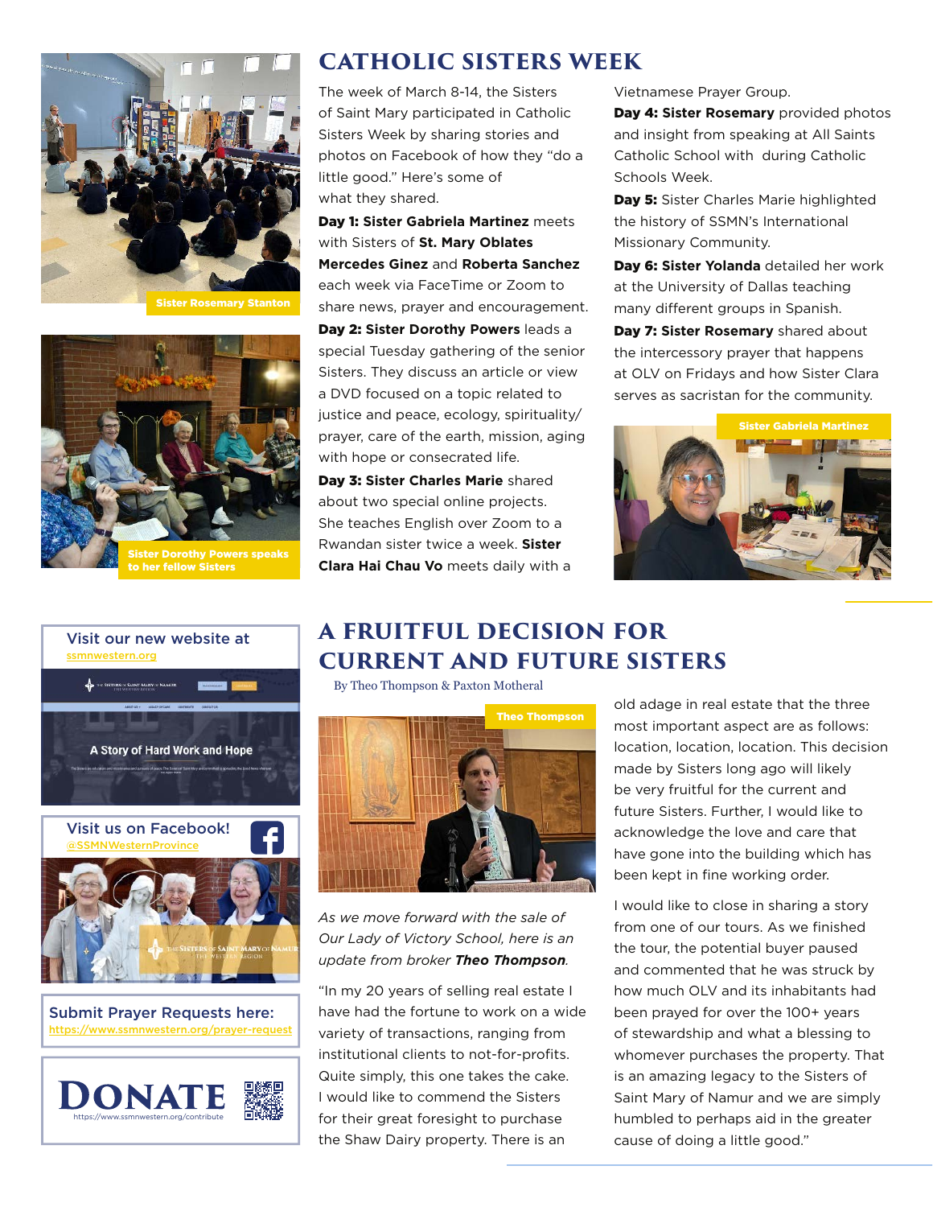# CATHOLIC SISTERS WEEK

The week of March 8-14, the Sisters of Saint Mary participated in Catholic Sisters Week by sharing stories and photos on Facebook of how they "do a little good." Here's some of what they shared.

**Day 1: Sister Gabriela Martinez** meets with Sisters of **St. Mary Oblates Mercedes Ginez** and **Roberta Sanchez** each week via FaceTime or Zoom to share news, prayer and encouragement.

**Day 2: Sister Dorothy Powers** leads a special Tuesday gathering of the senior Sisters. They discuss an article or view a DVD focused on a topic related to justice and peace, ecology, spirituality/prayer, care of the earth, mission, aging with hope or consecrated life.

**Day 3: Sister Charles Marie** shared about two special online projects. She teaches English over Zoom to a Rwandan sister twice a week. **Sister Clara Hai Chau Vo** meets daily with a Vietnamese Prayer Group.

**Day 4: Sister Rosemary** provided photos and insight from speaking at All Saints Catholic School with during Catholic Schools Week.

**Day 5:** Sister Charles Marie highlighted the history of SSMN's International Missionary Community.

**Day 6: Sister Yolanda** detailed her work at the University of Dallas teaching many different groups in Spanish.

**Day 7: Sister Rosemary** shared about the intercessory prayer that happens at OLV on Fridays and how Sister Clara serves as sacristan for the community.

Sister Rosemary Stanton

Sister Dorothy Powers speaks to her fellow Sisters

Sister Gabriela Martinez

# A FRUITFUL DECISION FOR CURRENT AND FUTURE SISTERS

By Theo Thompson & Paxton Motheral

Theo Thompson

*As we move forward with the sale of Our Lady of Victory School, here is an update from broker **Theo Thompson**.*

"In my 20 years of selling real estate I have had the fortune to work on a wide variety of transactions, ranging from institutional clients to not-for-profits. Quite simply, this one takes the cake. I would like to commend the Sisters for their great foresight to purchase the Shaw Dairy property. There is an old adage in real estate that the three most important aspect are as follows: location, location, location. This decision made by Sisters long ago will likely be very fruitful for the current and future Sisters. Further, I would like to acknowledge the love and care that have gone into the building which has been kept in fine working order.

I would like to close in sharing a story from one of our tours. As we finished the tour, the potential buyer paused and commented that he was struck by how much OLV and its inhabitants had been prayed for over the 100+ years of stewardship and what a blessing to whomever purchases the property. That is an amazing legacy to the Sisters of Saint Mary of Namur and we are simply humbled to perhaps aid in the greater cause of doing a little good."

---

Visit our new website at
ssmnwestern.org

Visit us on Facebook!
@SSMNWesternProvince

Submit Prayer Requests here:
https://www.ssmnwestern.org/prayer-request

**DONATE**
https://www.ssmnwestern.org/contribute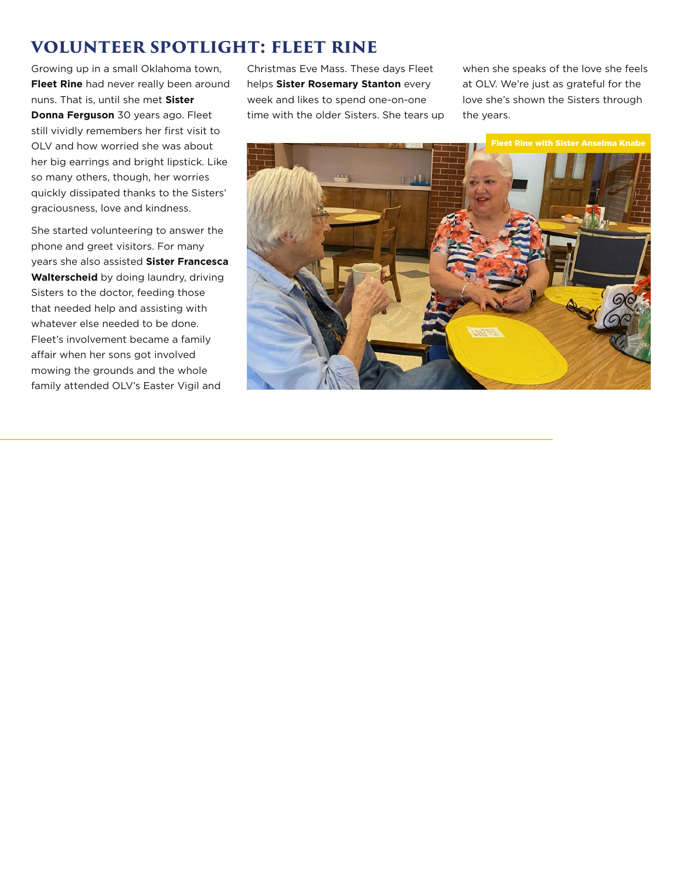## VOLUNTEER SPOTLIGHT: FLEET RINE

Growing up in a small Oklahoma town, **Fleet Rine** had never really been around nuns. That is, until she met **Sister Donna Ferguson** 30 years ago. Fleet still vividly remembers her first visit to OLV and how worried she was about her big earrings and bright lipstick. Like so many others, though, her worries quickly dissipated thanks to the Sisters' graciousness, love and kindness.

She started volunteering to answer the phone and greet visitors. For many years she also assisted **Sister Francesca Walterscheid** by doing laundry, driving Sisters to the doctor, feeding those that needed help and assisting with whatever else needed to be done. Fleet's involvement became a family affair when her sons got involved mowing the grounds and the whole family attended OLV's Easter Vigil and Christmas Eve Mass. These days Fleet helps **Sister Rosemary Stanton** every week and likes to spend one-on-one time with the older Sisters. She tears up when she speaks of the love she feels at OLV. We're just as grateful for the love she's shown the Sisters through the years.

Fleet Rine with Sister Anselma Knabe